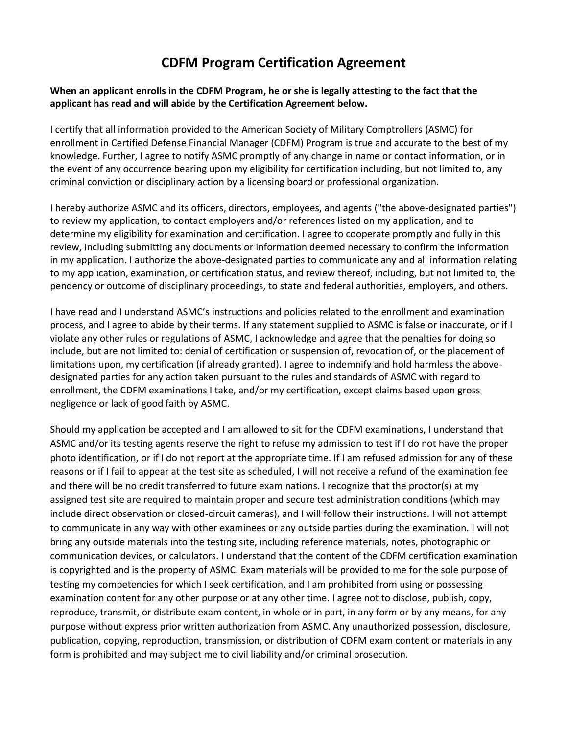# CDFM Program Certification Agreement

**When an applicant enrolls in the CDFM Program, he or she is legally attesting to the fact that the applicant has read and will abide by the Certification Agreement below.**

I certify that all information provided to the American Society of Military Comptrollers (ASMC) for enrollment in Certified Defense Financial Manager (CDFM) Program is true and accurate to the best of my knowledge. Further, I agree to notify ASMC promptly of any change in name or contact information, or in the event of any occurrence bearing upon my eligibility for certification including, but not limited to, any criminal conviction or disciplinary action by a licensing board or professional organization.

I hereby authorize ASMC and its officers, directors, employees, and agents ("the above-designated parties") to review my application, to contact employers and/or references listed on my application, and to determine my eligibility for examination and certification. I agree to cooperate promptly and fully in this review, including submitting any documents or information deemed necessary to confirm the information in my application. I authorize the above-designated parties to communicate any and all information relating to my application, examination, or certification status, and review thereof, including, but not limited to, the pendency or outcome of disciplinary proceedings, to state and federal authorities, employers, and others.

I have read and I understand ASMC's instructions and policies related to the enrollment and examination process, and I agree to abide by their terms. If any statement supplied to ASMC is false or inaccurate, or if I violate any other rules or regulations of ASMC, I acknowledge and agree that the penalties for doing so include, but are not limited to: denial of certification or suspension of, revocation of, or the placement of limitations upon, my certification (if already granted). I agree to indemnify and hold harmless the above-designated parties for any action taken pursuant to the rules and standards of ASMC with regard to enrollment, the CDFM examinations I take, and/or my certification, except claims based upon gross negligence or lack of good faith by ASMC.

Should my application be accepted and I am allowed to sit for the CDFM examinations, I understand that ASMC and/or its testing agents reserve the right to refuse my admission to test if I do not have the proper photo identification, or if I do not report at the appropriate time. If I am refused admission for any of these reasons or if I fail to appear at the test site as scheduled, I will not receive a refund of the examination fee and there will be no credit transferred to future examinations. I recognize that the proctor(s) at my assigned test site are required to maintain proper and secure test administration conditions (which may include direct observation or closed-circuit cameras), and I will follow their instructions. I will not attempt to communicate in any way with other examinees or any outside parties during the examination. I will not bring any outside materials into the testing site, including reference materials, notes, photographic or communication devices, or calculators. I understand that the content of the CDFM certification examination is copyrighted and is the property of ASMC. Exam materials will be provided to me for the sole purpose of testing my competencies for which I seek certification, and I am prohibited from using or possessing examination content for any other purpose or at any other time. I agree not to disclose, publish, copy, reproduce, transmit, or distribute exam content, in whole or in part, in any form or by any means, for any purpose without express prior written authorization from ASMC. Any unauthorized possession, disclosure, publication, copying, reproduction, transmission, or distribution of CDFM exam content or materials in any form is prohibited and may subject me to civil liability and/or criminal prosecution.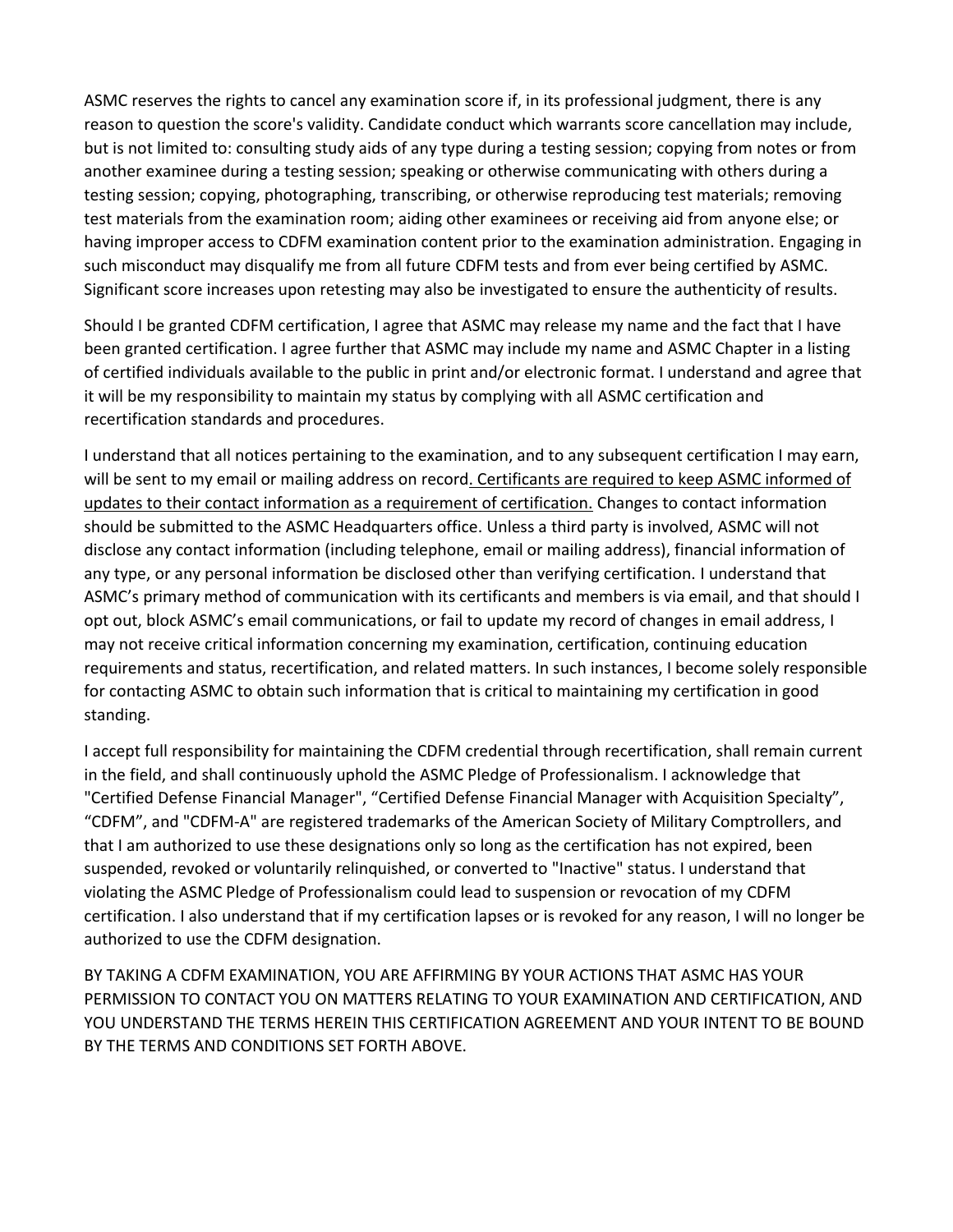ASMC reserves the rights to cancel any examination score if, in its professional judgment, there is any reason to question the score's validity. Candidate conduct which warrants score cancellation may include, but is not limited to: consulting study aids of any type during a testing session; copying from notes or from another examinee during a testing session; speaking or otherwise communicating with others during a testing session; copying, photographing, transcribing, or otherwise reproducing test materials; removing test materials from the examination room; aiding other examinees or receiving aid from anyone else; or having improper access to CDFM examination content prior to the examination administration. Engaging in such misconduct may disqualify me from all future CDFM tests and from ever being certified by ASMC. Significant score increases upon retesting may also be investigated to ensure the authenticity of results.

Should I be granted CDFM certification, I agree that ASMC may release my name and the fact that I have been granted certification. I agree further that ASMC may include my name and ASMC Chapter in a listing of certified individuals available to the public in print and/or electronic format. I understand and agree that it will be my responsibility to maintain my status by complying with all ASMC certification and recertification standards and procedures.

I understand that all notices pertaining to the examination, and to any subsequent certification I may earn, will be sent to my email or mailing address on record. <u>Certificants are required to keep ASMC informed of updates to their contact information as a requirement of certification.</u> Changes to contact information should be submitted to the ASMC Headquarters office. Unless a third party is involved, ASMC will not disclose any contact information (including telephone, email or mailing address), financial information of any type, or any personal information be disclosed other than verifying certification. I understand that ASMC's primary method of communication with its certificants and members is via email, and that should I opt out, block ASMC's email communications, or fail to update my record of changes in email address, I may not receive critical information concerning my examination, certification, continuing education requirements and status, recertification, and related matters. In such instances, I become solely responsible for contacting ASMC to obtain such information that is critical to maintaining my certification in good standing.

I accept full responsibility for maintaining the CDFM credential through recertification, shall remain current in the field, and shall continuously uphold the ASMC Pledge of Professionalism. I acknowledge that "Certified Defense Financial Manager", "Certified Defense Financial Manager with Acquisition Specialty", "CDFM", and "CDFM-A" are registered trademarks of the American Society of Military Comptrollers, and that I am authorized to use these designations only so long as the certification has not expired, been suspended, revoked or voluntarily relinquished, or converted to "Inactive" status. I understand that violating the ASMC Pledge of Professionalism could lead to suspension or revocation of my CDFM certification. I also understand that if my certification lapses or is revoked for any reason, I will no longer be authorized to use the CDFM designation.

BY TAKING A CDFM EXAMINATION, YOU ARE AFFIRMING BY YOUR ACTIONS THAT ASMC HAS YOUR PERMISSION TO CONTACT YOU ON MATTERS RELATING TO YOUR EXAMINATION AND CERTIFICATION, AND YOU UNDERSTAND THE TERMS HEREIN THIS CERTIFICATION AGREEMENT AND YOUR INTENT TO BE BOUND BY THE TERMS AND CONDITIONS SET FORTH ABOVE.